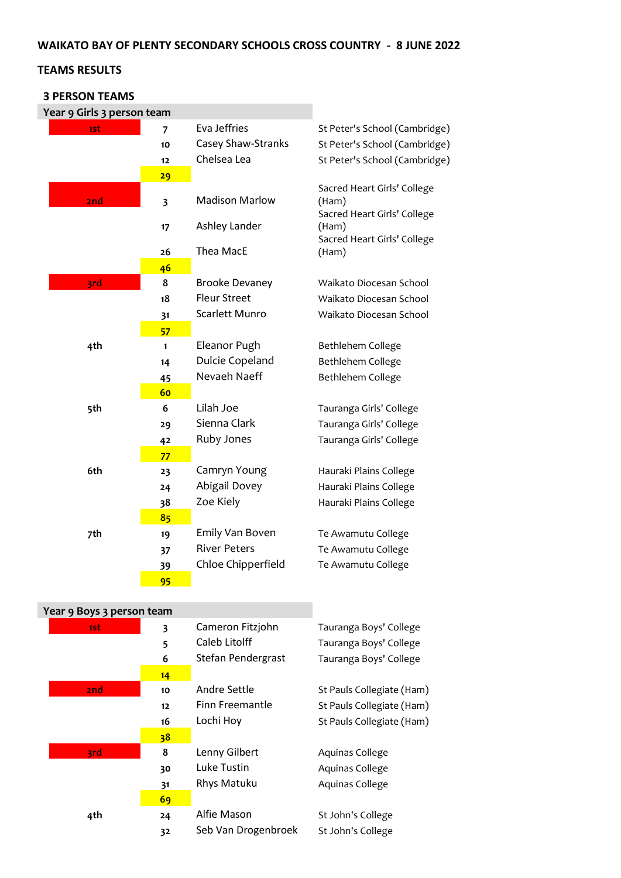**WAIKATO BAY OF PLENTY SECONDARY SCHOOLS CROSS COUNTRY - 8 JUNE 2022**

**TEAMS RESULTS**

**3 PERSON TEAMS**

**Year 9 Girls 3 person team**

| Place | Pos | Name | School |
|---|---|---|---|
| 1st | 7 | Eva Jeffries | St Peter's School (Cambridge) |
| | 10 | Casey Shaw-Stranks | St Peter's School (Cambridge) |
| | 12 | Chelsea Lea | St Peter's School (Cambridge) |
| | 29 | | |
| 2nd | 3 | Madison Marlow | Sacred Heart Girls' College (Ham) |
| | 17 | Ashley Lander | Sacred Heart Girls' College (Ham) |
| | 26 | Thea MacE | Sacred Heart Girls' College (Ham) |
| | 46 | | |
| 3rd | 8 | Brooke Devaney | Waikato Diocesan School |
| | 18 | Fleur Street | Waikato Diocesan School |
| | 31 | Scarlett Munro | Waikato Diocesan School |
| | 57 | | |
| 4th | 1 | Eleanor Pugh | Bethlehem College |
| | 14 | Dulcie Copeland | Bethlehem College |
| | 45 | Nevaeh Naeff | Bethlehem College |
| | 60 | | |
| 5th | 6 | Lilah Joe | Tauranga Girls' College |
| | 29 | Sienna Clark | Tauranga Girls' College |
| | 42 | Ruby Jones | Tauranga Girls' College |
| | 77 | | |
| 6th | 23 | Camryn Young | Hauraki Plains College |
| | 24 | Abigail Dovey | Hauraki Plains College |
| | 38 | Zoe Kiely | Hauraki Plains College |
| | 85 | | |
| 7th | 19 | Emily Van Boven | Te Awamutu College |
| | 37 | River Peters | Te Awamutu College |
| | 39 | Chloe Chipperfield | Te Awamutu College |
| | 95 | | |

**Year 9 Boys 3 person team**

| Place | Pos | Name | School |
|---|---|---|---|
| 1st | 3 | Cameron Fitzjohn | Tauranga Boys' College |
| | 5 | Caleb Litolff | Tauranga Boys' College |
| | 6 | Stefan Pendergrast | Tauranga Boys' College |
| | 14 | | |
| 2nd | 10 | Andre Settle | St Pauls Collegiate (Ham) |
| | 12 | Finn Freemantle | St Pauls Collegiate (Ham) |
| | 16 | Lochi Hoy | St Pauls Collegiate (Ham) |
| | 38 | | |
| 3rd | 8 | Lenny Gilbert | Aquinas College |
| | 30 | Luke Tustin | Aquinas College |
| | 31 | Rhys Matuku | Aquinas College |
| | 69 | | |
| 4th | 24 | Alfie Mason | St John's College |
| | 32 | Seb Van Drogenbroek | St John's College |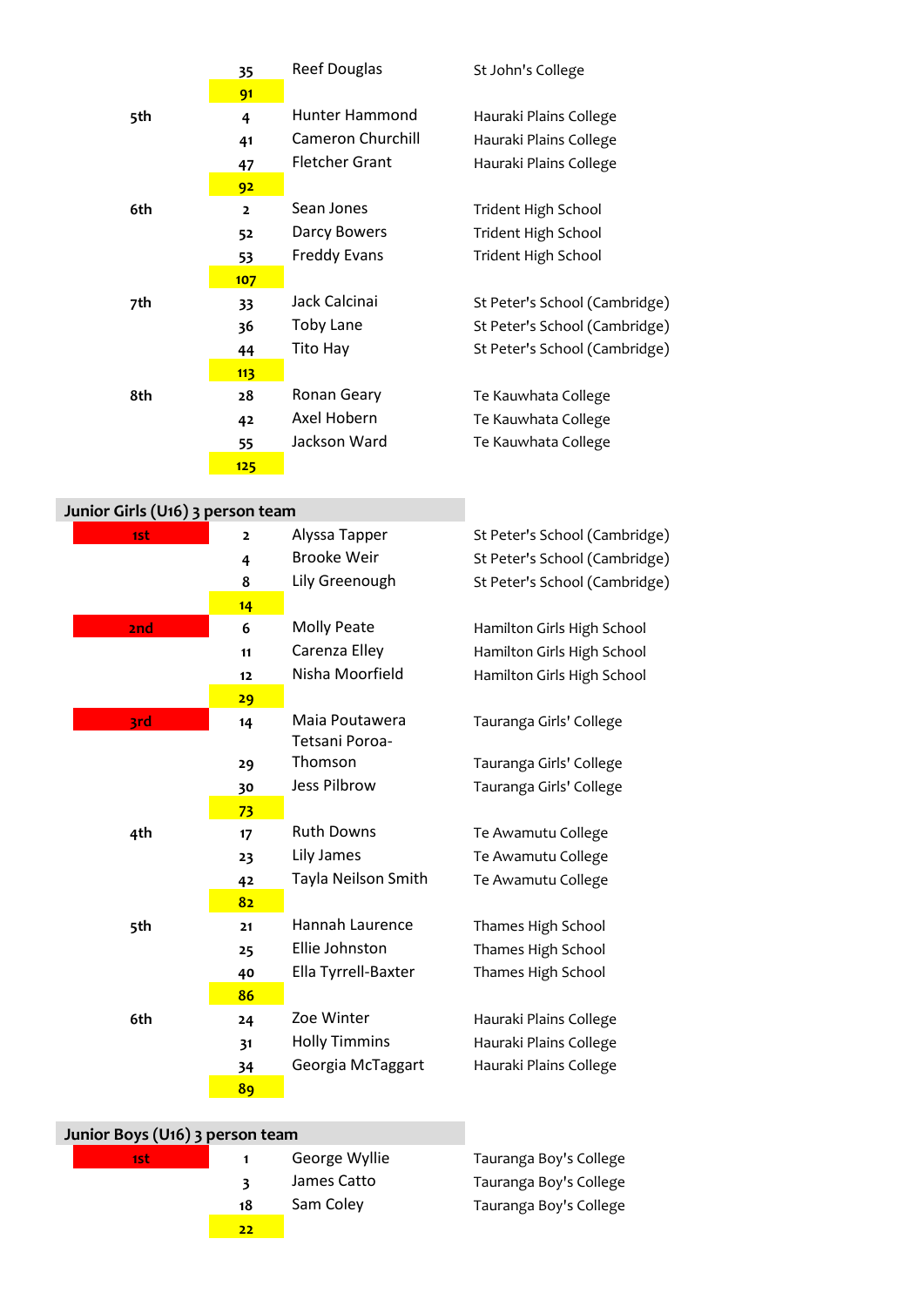| Place | Position | Name | School |
|---|---|---|---|
| | 35 | Reef Douglas | St John's College |
| | **91** | | |
| 5th | 4 | Hunter Hammond | Hauraki Plains College |
| | 41 | Cameron Churchill | Hauraki Plains College |
| | 47 | Fletcher Grant | Hauraki Plains College |
| | **92** | | |
| 6th | 2 | Sean Jones | Trident High School |
| | 52 | Darcy Bowers | Trident High School |
| | 53 | Freddy Evans | Trident High School |
| | **107** | | |
| 7th | 33 | Jack Calcinai | St Peter's School (Cambridge) |
| | 36 | Toby Lane | St Peter's School (Cambridge) |
| | 44 | Tito Hay | St Peter's School (Cambridge) |
| | **113** | | |
| 8th | 28 | Ronan Geary | Te Kauwhata College |
| | 42 | Axel Hobern | Te Kauwhata College |
| | 55 | Jackson Ward | Te Kauwhata College |
| | **125** | | |

## Junior Girls (U16) 3 person team

| Place | Position | Name | School |
|---|---|---|---|
| 1st | 2 | Alyssa Tapper | St Peter's School (Cambridge) |
| | 4 | Brooke Weir | St Peter's School (Cambridge) |
| | 8 | Lily Greenough | St Peter's School (Cambridge) |
| | **14** | | |
| 2nd | 6 | Molly Peate | Hamilton Girls High School |
| | 11 | Carenza Elley | Hamilton Girls High School |
| | 12 | Nisha Moorfield | Hamilton Girls High School |
| | **29** | | |
| 3rd | 14 | Maia Poutawera | Tauranga Girls' College |
| | 29 | Tetsani Poroa-Thomson | Tauranga Girls' College |
| | 30 | Jess Pilbrow | Tauranga Girls' College |
| | **73** | | |
| 4th | 17 | Ruth Downs | Te Awamutu College |
| | 23 | Lily James | Te Awamutu College |
| | 42 | Tayla Neilson Smith | Te Awamutu College |
| | **82** | | |
| 5th | 21 | Hannah Laurence | Thames High School |
| | 25 | Ellie Johnston | Thames High School |
| | 40 | Ella Tyrrell-Baxter | Thames High School |
| | **86** | | |
| 6th | 24 | Zoe Winter | Hauraki Plains College |
| | 31 | Holly Timmins | Hauraki Plains College |
| | 34 | Georgia McTaggart | Hauraki Plains College |
| | **89** | | |

## Junior Boys (U16) 3 person team

| Place | Position | Name | School |
|---|---|---|---|
| 1st | 1 | George Wyllie | Tauranga Boy's College |
| | 3 | James Catto | Tauranga Boy's College |
| | 18 | Sam Coley | Tauranga Boy's College |
| | **22** | | |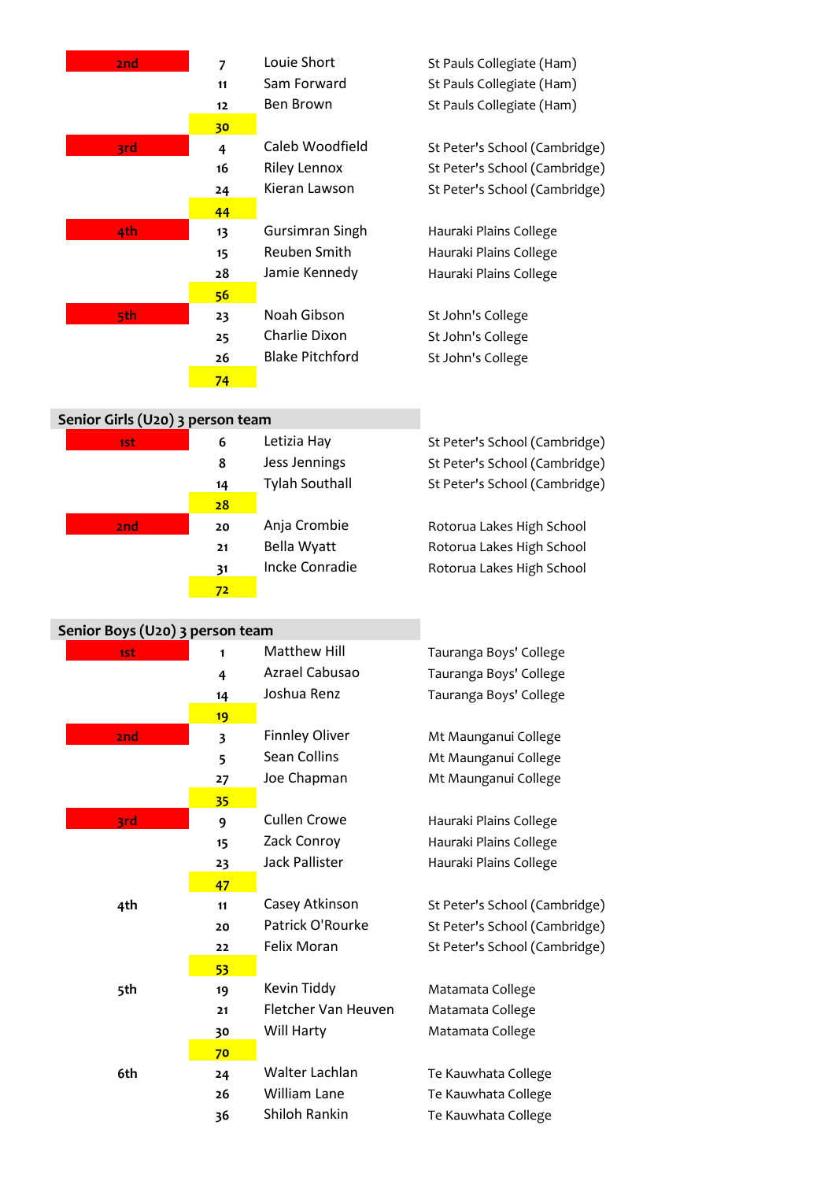| Place | Pos | Name | School |
|---|---|---|---|
| 2nd | 7 | Louie Short | St Pauls Collegiate (Ham) |
| | 11 | Sam Forward | St Pauls Collegiate (Ham) |
| | 12 | Ben Brown | St Pauls Collegiate (Ham) |
| | 30 | | |
| 3rd | 4 | Caleb Woodfield | St Peter's School (Cambridge) |
| | 16 | Riley Lennox | St Peter's School (Cambridge) |
| | 24 | Kieran Lawson | St Peter's School (Cambridge) |
| | 44 | | |
| 4th | 13 | Gursimran Singh | Hauraki Plains College |
| | 15 | Reuben Smith | Hauraki Plains College |
| | 28 | Jamie Kennedy | Hauraki Plains College |
| | 56 | | |
| 5th | 23 | Noah Gibson | St John's College |
| | 25 | Charlie Dixon | St John's College |
| | 26 | Blake Pitchford | St John's College |
| | 74 | | |

## Senior Girls (U20) 3 person team

| Place | Pos | Name | School |
|---|---|---|---|
| 1st | 6 | Letizia Hay | St Peter's School (Cambridge) |
| | 8 | Jess Jennings | St Peter's School (Cambridge) |
| | 14 | Tylah Southall | St Peter's School (Cambridge) |
| | 28 | | |
| 2nd | 20 | Anja Crombie | Rotorua Lakes High School |
| | 21 | Bella Wyatt | Rotorua Lakes High School |
| | 31 | Incke Conradie | Rotorua Lakes High School |
| | 72 | | |

## Senior Boys (U20) 3 person team

| Place | Pos | Name | School |
|---|---|---|---|
| 1st | 1 | Matthew Hill | Tauranga Boys' College |
| | 4 | Azrael Cabusao | Tauranga Boys' College |
| | 14 | Joshua Renz | Tauranga Boys' College |
| | 19 | | |
| 2nd | 3 | Finnley Oliver | Mt Maunganui College |
| | 5 | Sean Collins | Mt Maunganui College |
| | 27 | Joe Chapman | Mt Maunganui College |
| | 35 | | |
| 3rd | 9 | Cullen Crowe | Hauraki Plains College |
| | 15 | Zack Conroy | Hauraki Plains College |
| | 23 | Jack Pallister | Hauraki Plains College |
| | 47 | | |
| 4th | 11 | Casey Atkinson | St Peter's School (Cambridge) |
| | 20 | Patrick O'Rourke | St Peter's School (Cambridge) |
| | 22 | Felix Moran | St Peter's School (Cambridge) |
| | 53 | | |
| 5th | 19 | Kevin Tiddy | Matamata College |
| | 21 | Fletcher Van Heuven | Matamata College |
| | 30 | Will Harty | Matamata College |
| | 70 | | |
| 6th | 24 | Walter Lachlan | Te Kauwhata College |
| | 26 | William Lane | Te Kauwhata College |
| | 36 | Shiloh Rankin | Te Kauwhata College |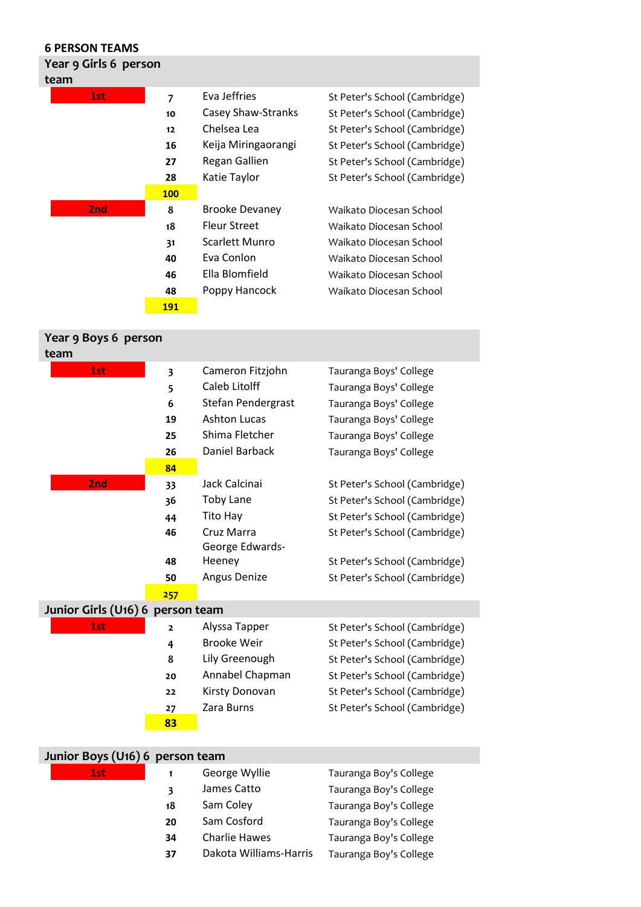## 6 PERSON TEAMS

### Year 9 Girls 6 person team

| Place | Position | Name | School |
|---|---|---|---|
| 1st | 7 | Eva Jeffries | St Peter's School (Cambridge) |
| | 10 | Casey Shaw-Stranks | St Peter's School (Cambridge) |
| | 12 | Chelsea Lea | St Peter's School (Cambridge) |
| | 16 | Keija Miringaorangi | St Peter's School (Cambridge) |
| | 27 | Regan Gallien | St Peter's School (Cambridge) |
| | 28 | Katie Taylor | St Peter's School (Cambridge) |
| | 100 | | |
| 2nd | 8 | Brooke Devaney | Waikato Diocesan School |
| | 18 | Fleur Street | Waikato Diocesan School |
| | 31 | Scarlett Munro | Waikato Diocesan School |
| | 40 | Eva Conlon | Waikato Diocesan School |
| | 46 | Ella Blomfield | Waikato Diocesan School |
| | 48 | Poppy Hancock | Waikato Diocesan School |
| | 191 | | |

### Year 9 Boys 6 person team

| Place | Position | Name | School |
|---|---|---|---|
| 1st | 3 | Cameron Fitzjohn | Tauranga Boys' College |
| | 5 | Caleb Litolff | Tauranga Boys' College |
| | 6 | Stefan Pendergrast | Tauranga Boys' College |
| | 19 | Ashton Lucas | Tauranga Boys' College |
| | 25 | Shima Fletcher | Tauranga Boys' College |
| | 26 | Daniel Barback | Tauranga Boys' College |
| | 84 | | |
| 2nd | 33 | Jack Calcinai | St Peter's School (Cambridge) |
| | 36 | Toby Lane | St Peter's School (Cambridge) |
| | 44 | Tito Hay | St Peter's School (Cambridge) |
| | 46 | Cruz Marra | St Peter's School (Cambridge) |
| | 48 | George Edwards-Heeney | St Peter's School (Cambridge) |
| | 50 | Angus Denize | St Peter's School (Cambridge) |
| | 257 | | |

### Junior Girls (U16) 6 person team

| Place | Position | Name | School |
|---|---|---|---|
| 1st | 2 | Alyssa Tapper | St Peter's School (Cambridge) |
| | 4 | Brooke Weir | St Peter's School (Cambridge) |
| | 8 | Lily Greenough | St Peter's School (Cambridge) |
| | 20 | Annabel Chapman | St Peter's School (Cambridge) |
| | 22 | Kirsty Donovan | St Peter's School (Cambridge) |
| | 27 | Zara Burns | St Peter's School (Cambridge) |
| | 83 | | |

### Junior Boys (U16) 6 person team

| Place | Position | Name | School |
|---|---|---|---|
| 1st | 1 | George Wyllie | Tauranga Boy's College |
| | 3 | James Catto | Tauranga Boy's College |
| | 18 | Sam Coley | Tauranga Boy's College |
| | 20 | Sam Cosford | Tauranga Boy's College |
| | 34 | Charlie Hawes | Tauranga Boy's College |
| | 37 | Dakota Williams-Harris | Tauranga Boy's College |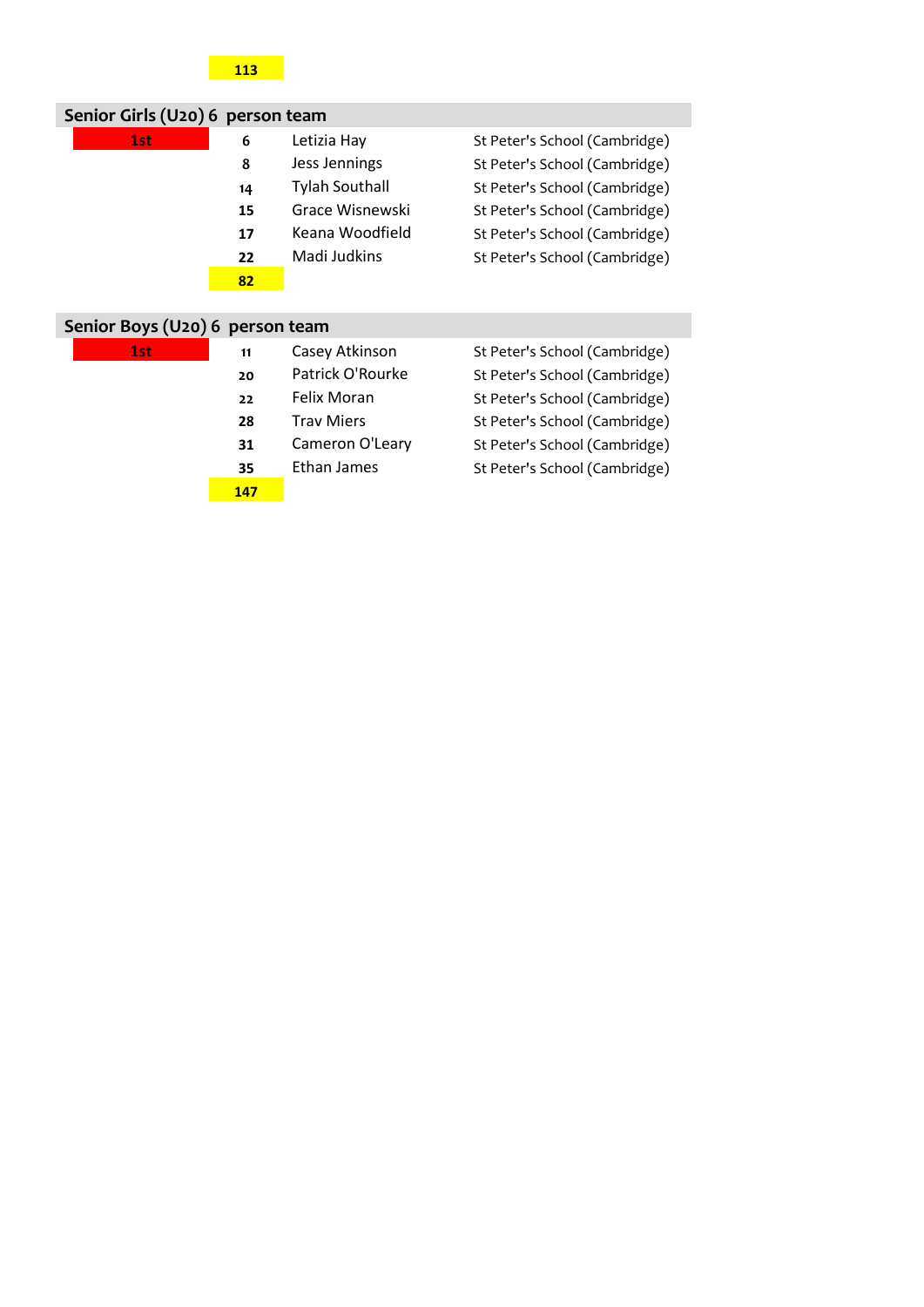| | | | |
|---|---|---|---|
| | **113** | | |

## Senior Girls (U20) 6 person team

| | | | |
|---|---|---|---|
| **1st** | **6** | Letizia Hay | St Peter's School (Cambridge) |
| | **8** | Jess Jennings | St Peter's School (Cambridge) |
| | **14** | Tylah Southall | St Peter's School (Cambridge) |
| | **15** | Grace Wisnewski | St Peter's School (Cambridge) |
| | **17** | Keana Woodfield | St Peter's School (Cambridge) |
| | **22** | Madi Judkins | St Peter's School (Cambridge) |
| | **82** | | |

## Senior Boys (U20) 6 person team

| | | | |
|---|---|---|---|
| **1st** | **11** | Casey Atkinson | St Peter's School (Cambridge) |
| | **20** | Patrick O'Rourke | St Peter's School (Cambridge) |
| | **22** | Felix Moran | St Peter's School (Cambridge) |
| | **28** | Trav Miers | St Peter's School (Cambridge) |
| | **31** | Cameron O'Leary | St Peter's School (Cambridge) |
| | **35** | Ethan James | St Peter's School (Cambridge) |
| | **147** | | |